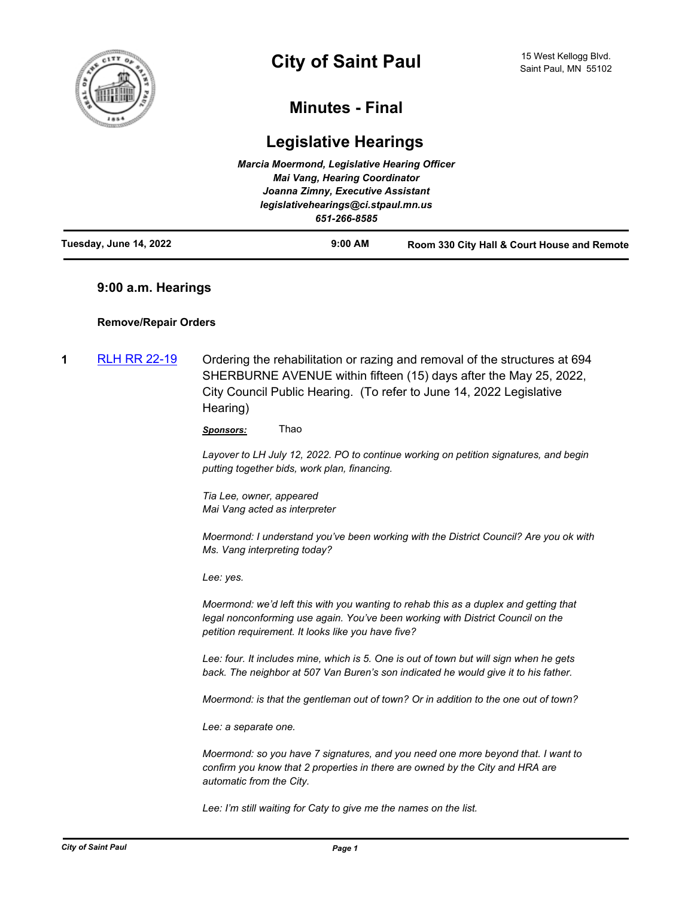# City of Saint Paul

15 West Kellogg Blvd.
Saint Paul, MN 55102

## Minutes - Final

## Legislative Hearings

*Marcia Moermond, Legislative Hearing Officer*
*Mai Vang, Hearing Coordinator*
*Joanna Zimny, Executive Assistant*
*legislativehearings@ci.stpaul.mn.us*
*651-266-8585*

**Tuesday, June 14, 2022** | **9:00 AM** | **Room 330 City Hall & Court House and Remote**

### 9:00 a.m. Hearings

**Remove/Repair Orders**

**1** [RLH RR 22-19](RLH RR 22-19) Ordering the rehabilitation or razing and removal of the structures at 694 SHERBURNE AVENUE within fifteen (15) days after the May 25, 2022, City Council Public Hearing. (To refer to June 14, 2022 Legislative Hearing)

***Sponsors:*** Thao

*Layover to LH July 12, 2022. PO to continue working on petition signatures, and begin putting together bids, work plan, financing.*

*Tia Lee, owner, appeared*
*Mai Vang acted as interpreter*

*Moermond: I understand you've been working with the District Council? Are you ok with Ms. Vang interpreting today?*

*Lee: yes.*

*Moermond: we'd left this with you wanting to rehab this as a duplex and getting that legal nonconforming use again. You've been working with District Council on the petition requirement. It looks like you have five?*

*Lee: four. It includes mine, which is 5. One is out of town but will sign when he gets back. The neighbor at 507 Van Buren's son indicated he would give it to his father.*

*Moermond: is that the gentleman out of town? Or in addition to the one out of town?*

*Lee: a separate one.*

*Moermond: so you have 7 signatures, and you need one more beyond that. I want to confirm you know that 2 properties in there are owned by the City and HRA are automatic from the City.*

*Lee: I'm still waiting for Caty to give me the names on the list.*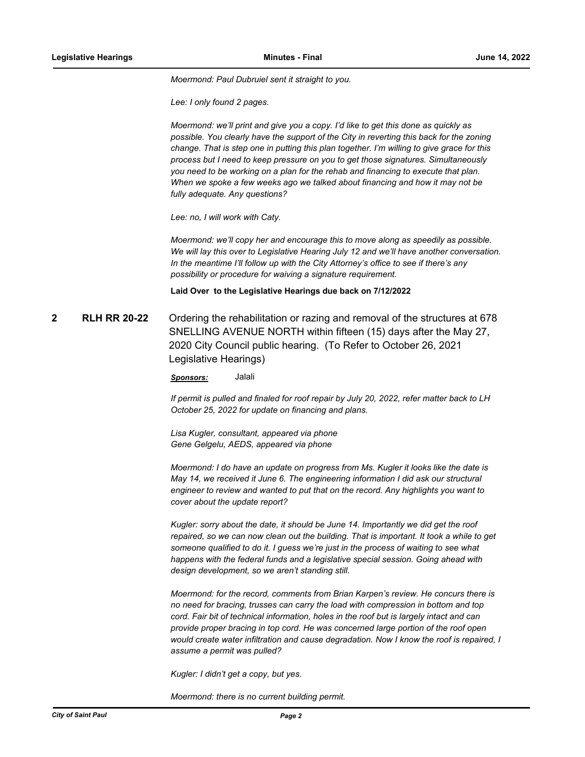*Moermond: Paul Dubruiel sent it straight to you.*

*Lee: I only found 2 pages.*

*Moermond: we'll print and give you a copy. I'd like to get this done as quickly as possible. You clearly have the support of the City in reverting this back for the zoning change. That is step one in putting this plan together. I'm willing to give grace for this process but I need to keep pressure on you to get those signatures. Simultaneously you need to be working on a plan for the rehab and financing to execute that plan. When we spoke a few weeks ago we talked about financing and how it may not be fully adequate. Any questions?*

*Lee: no, I will work with Caty.*

*Moermond: we'll copy her and encourage this to move along as speedily as possible. We will lay this over to Legislative Hearing July 12 and we'll have another conversation. In the meantime I'll follow up with the City Attorney's office to see if there's any possibility or procedure for waiving a signature requirement.*

**Laid Over to the Legislative Hearings due back on 7/12/2022**

**2 RLH RR 20-22** Ordering the rehabilitation or razing and removal of the structures at 678 SNELLING AVENUE NORTH within fifteen (15) days after the May 27, 2020 City Council public hearing. (To Refer to October 26, 2021 Legislative Hearings)

***Sponsors:*** Jalali

*If permit is pulled and finaled for roof repair by July 20, 2022, refer matter back to LH October 25, 2022 for update on financing and plans.*

*Lisa Kugler, consultant, appeared via phone*
*Gene Gelgelu, AEDS, appeared via phone*

*Moermond: I do have an update on progress from Ms. Kugler it looks like the date is May 14, we received it June 6. The engineering information I did ask our structural engineer to review and wanted to put that on the record. Any highlights you want to cover about the update report?*

*Kugler: sorry about the date, it should be June 14. Importantly we did get the roof repaired, so we can now clean out the building. That is important. It took a while to get someone qualified to do it. I guess we're just in the process of waiting to see what happens with the federal funds and a legislative special session. Going ahead with design development, so we aren't standing still.*

*Moermond: for the record, comments from Brian Karpen's review. He concurs there is no need for bracing, trusses can carry the load with compression in bottom and top cord. Fair bit of technical information, holes in the roof but is largely intact and can provide proper bracing in top cord. He was concerned large portion of the roof open would create water infiltration and cause degradation. Now I know the roof is repaired, I assume a permit was pulled?*

*Kugler: I didn't get a copy, but yes.*

*Moermond: there is no current building permit.*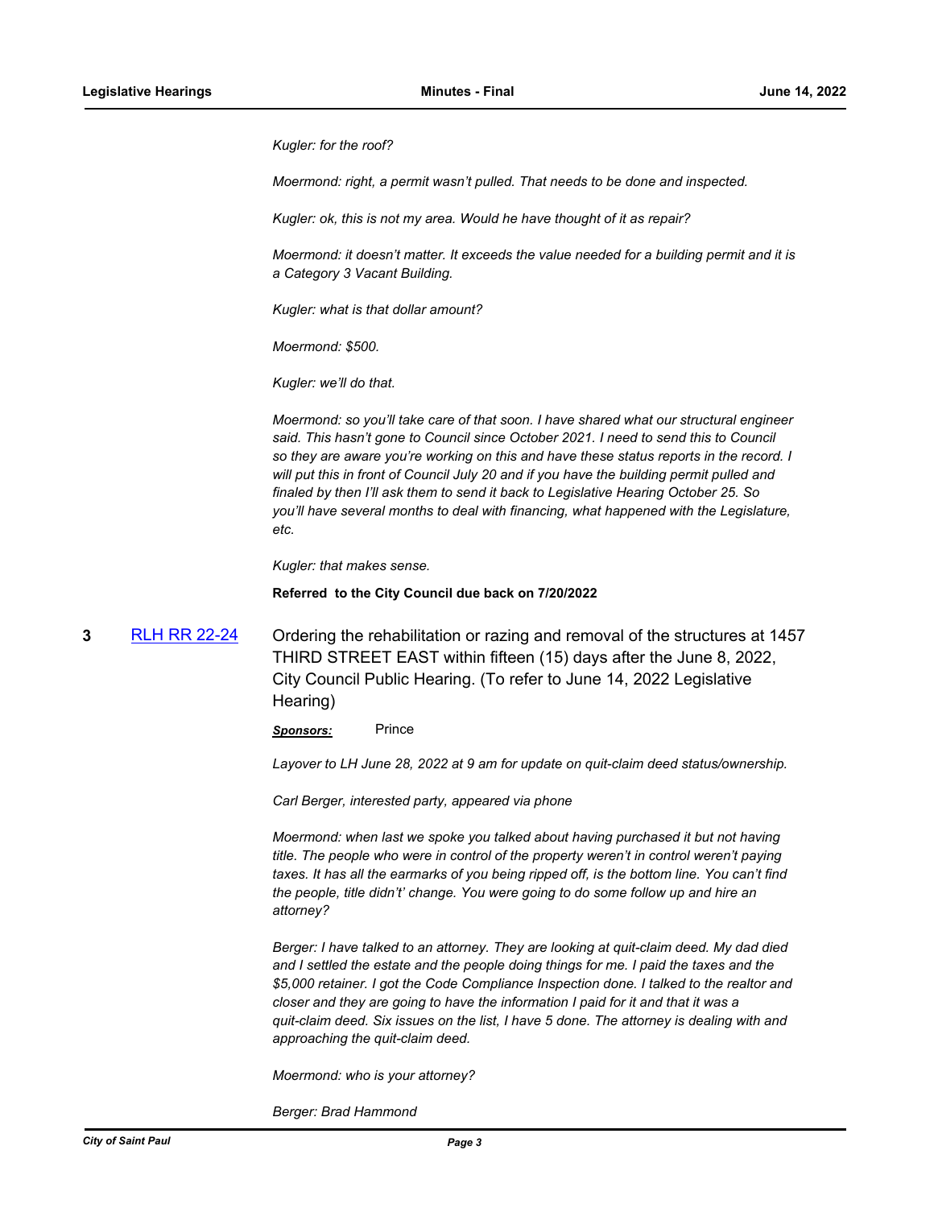*Kugler: for the roof?*

*Moermond: right, a permit wasn't pulled. That needs to be done and inspected.*

*Kugler: ok, this is not my area. Would he have thought of it as repair?*

*Moermond: it doesn't matter. It exceeds the value needed for a building permit and it is a Category 3 Vacant Building.*

*Kugler: what is that dollar amount?*

*Moermond: $500.*

*Kugler: we'll do that.*

*Moermond: so you'll take care of that soon. I have shared what our structural engineer said. This hasn't gone to Council since October 2021. I need to send this to Council so they are aware you're working on this and have these status reports in the record. I will put this in front of Council July 20 and if you have the building permit pulled and finaled by then I'll ask them to send it back to Legislative Hearing October 25. So you'll have several months to deal with financing, what happened with the Legislature, etc.*

*Kugler: that makes sense.*

**Referred to the City Council due back on 7/20/2022**

**3** RLH RR 22-24 Ordering the rehabilitation or razing and removal of the structures at 1457 THIRD STREET EAST within fifteen (15) days after the June 8, 2022, City Council Public Hearing. (To refer to June 14, 2022 Legislative Hearing)

***Sponsors:*** Prince

*Layover to LH June 28, 2022 at 9 am for update on quit-claim deed status/ownership.*

*Carl Berger, interested party, appeared via phone*

*Moermond: when last we spoke you talked about having purchased it but not having title. The people who were in control of the property weren't in control weren't paying taxes. It has all the earmarks of you being ripped off, is the bottom line. You can't find the people, title didn't' change. You were going to do some follow up and hire an attorney?*

*Berger: I have talked to an attorney. They are looking at quit-claim deed. My dad died and I settled the estate and the people doing things for me. I paid the taxes and the $5,000 retainer. I got the Code Compliance Inspection done. I talked to the realtor and closer and they are going to have the information I paid for it and that it was a quit-claim deed. Six issues on the list, I have 5 done. The attorney is dealing with and approaching the quit-claim deed.*

*Moermond: who is your attorney?*

*Berger: Brad Hammond*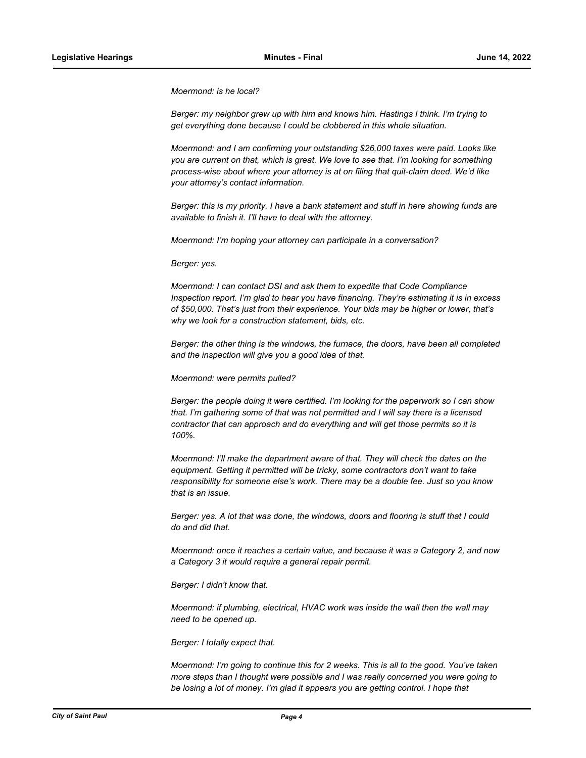*Moermond: is he local?*

*Berger: my neighbor grew up with him and knows him. Hastings I think. I'm trying to get everything done because I could be clobbered in this whole situation.*

*Moermond: and I am confirming your outstanding $26,000 taxes were paid. Looks like you are current on that, which is great. We love to see that. I'm looking for something process-wise about where your attorney is at on filing that quit-claim deed. We'd like your attorney's contact information.*

*Berger: this is my priority. I have a bank statement and stuff in here showing funds are available to finish it. I'll have to deal with the attorney.*

*Moermond: I'm hoping your attorney can participate in a conversation?*

*Berger: yes.*

*Moermond: I can contact DSI and ask them to expedite that Code Compliance Inspection report. I'm glad to hear you have financing. They're estimating it is in excess of $50,000. That's just from their experience. Your bids may be higher or lower, that's why we look for a construction statement, bids, etc.*

*Berger: the other thing is the windows, the furnace, the doors, have been all completed and the inspection will give you a good idea of that.*

*Moermond: were permits pulled?*

*Berger: the people doing it were certified. I'm looking for the paperwork so I can show that. I'm gathering some of that was not permitted and I will say there is a licensed contractor that can approach and do everything and will get those permits so it is 100%.*

*Moermond: I'll make the department aware of that. They will check the dates on the equipment. Getting it permitted will be tricky, some contractors don't want to take responsibility for someone else's work. There may be a double fee. Just so you know that is an issue.*

*Berger: yes. A lot that was done, the windows, doors and flooring is stuff that I could do and did that.*

*Moermond: once it reaches a certain value, and because it was a Category 2, and now a Category 3 it would require a general repair permit.*

*Berger: I didn't know that.*

*Moermond: if plumbing, electrical, HVAC work was inside the wall then the wall may need to be opened up.*

*Berger: I totally expect that.*

*Moermond: I'm going to continue this for 2 weeks. This is all to the good. You've taken more steps than I thought were possible and I was really concerned you were going to be losing a lot of money. I'm glad it appears you are getting control. I hope that*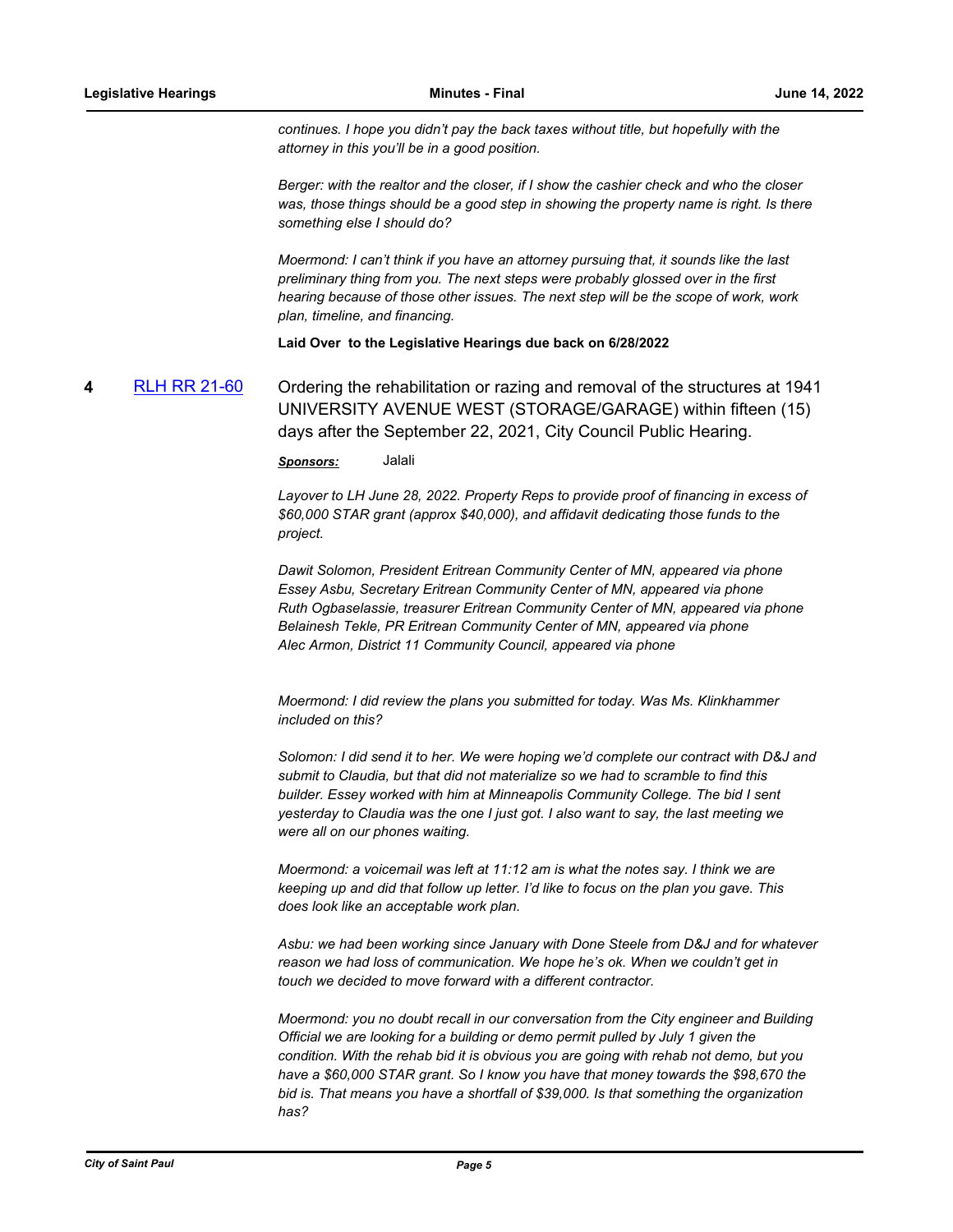*continues. I hope you didn't pay the back taxes without title, but hopefully with the attorney in this you'll be in a good position.*

*Berger: with the realtor and the closer, if I show the cashier check and who the closer was, those things should be a good step in showing the property name is right. Is there something else I should do?*

*Moermond: I can't think if you have an attorney pursuing that, it sounds like the last preliminary thing from you. The next steps were probably glossed over in the first hearing because of those other issues. The next step will be the scope of work, work plan, timeline, and financing.*

**Laid Over to the Legislative Hearings due back on 6/28/2022**

**4** [RLH RR 21-60] Ordering the rehabilitation or razing and removal of the structures at 1941 UNIVERSITY AVENUE WEST (STORAGE/GARAGE) within fifteen (15) days after the September 22, 2021, City Council Public Hearing.

***Sponsors:*** Jalali

*Layover to LH June 28, 2022. Property Reps to provide proof of financing in excess of $60,000 STAR grant (approx $40,000), and affidavit dedicating those funds to the project.*

*Dawit Solomon, President Eritrean Community Center of MN, appeared via phone*
*Essey Asbu, Secretary Eritrean Community Center of MN, appeared via phone*
*Ruth Ogbaselassie, treasurer Eritrean Community Center of MN, appeared via phone*
*Belainesh Tekle, PR Eritrean Community Center of MN, appeared via phone*
*Alec Armon, District 11 Community Council, appeared via phone*

*Moermond: I did review the plans you submitted for today. Was Ms. Klinkhammer included on this?*

*Solomon: I did send it to her. We were hoping we'd complete our contract with D&J and submit to Claudia, but that did not materialize so we had to scramble to find this builder. Essey worked with him at Minneapolis Community College. The bid I sent yesterday to Claudia was the one I just got. I also want to say, the last meeting we were all on our phones waiting.*

*Moermond: a voicemail was left at 11:12 am is what the notes say. I think we are keeping up and did that follow up letter. I'd like to focus on the plan you gave. This does look like an acceptable work plan.*

*Asbu: we had been working since January with Done Steele from D&J and for whatever reason we had loss of communication. We hope he's ok. When we couldn't get in touch we decided to move forward with a different contractor.*

*Moermond: you no doubt recall in our conversation from the City engineer and Building Official we are looking for a building or demo permit pulled by July 1 given the condition. With the rehab bid it is obvious you are going with rehab not demo, but you have a $60,000 STAR grant. So I know you have that money towards the $98,670 the bid is. That means you have a shortfall of $39,000. Is that something the organization has?*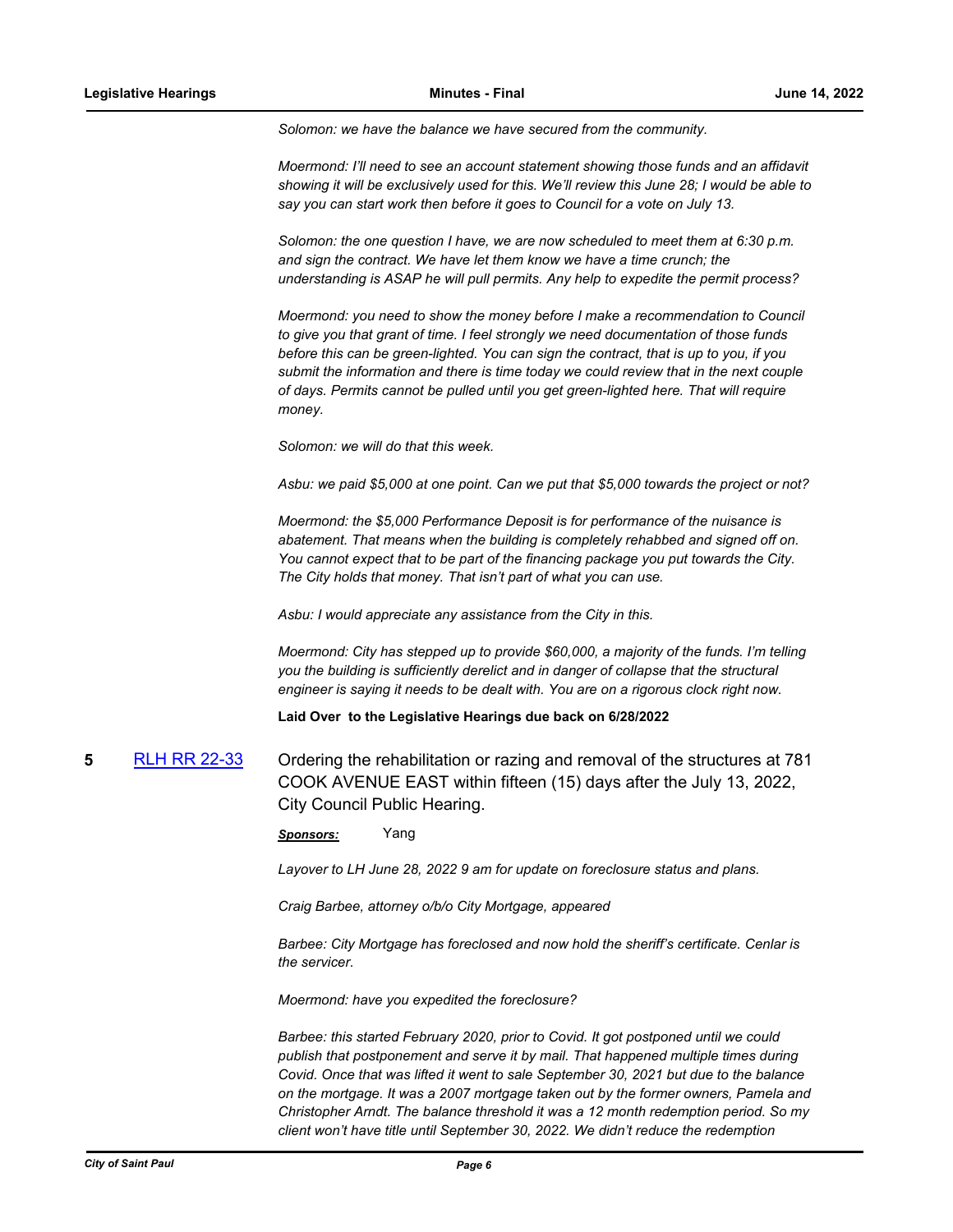*Solomon: we have the balance we have secured from the community.*

*Moermond: I'll need to see an account statement showing those funds and an affidavit showing it will be exclusively used for this. We'll review this June 28; I would be able to say you can start work then before it goes to Council for a vote on July 13.*

*Solomon: the one question I have, we are now scheduled to meet them at 6:30 p.m. and sign the contract. We have let them know we have a time crunch; the understanding is ASAP he will pull permits. Any help to expedite the permit process?*

*Moermond: you need to show the money before I make a recommendation to Council to give you that grant of time. I feel strongly we need documentation of those funds before this can be green-lighted. You can sign the contract, that is up to you, if you submit the information and there is time today we could review that in the next couple of days. Permits cannot be pulled until you get green-lighted here. That will require money.*

*Solomon: we will do that this week.*

*Asbu: we paid $5,000 at one point. Can we put that $5,000 towards the project or not?*

*Moermond: the $5,000 Performance Deposit is for performance of the nuisance is abatement. That means when the building is completely rehabbed and signed off on. You cannot expect that to be part of the financing package you put towards the City. The City holds that money. That isn't part of what you can use.*

*Asbu: I would appreciate any assistance from the City in this.*

*Moermond: City has stepped up to provide $60,000, a majority of the funds. I'm telling you the building is sufficiently derelict and in danger of collapse that the structural engineer is saying it needs to be dealt with. You are on a rigorous clock right now.*

**Laid Over to the Legislative Hearings due back on 6/28/2022**

**5** [RLH RR 22-33](RLH RR 22-33) Ordering the rehabilitation or razing and removal of the structures at 781 COOK AVENUE EAST within fifteen (15) days after the July 13, 2022, City Council Public Hearing.

***Sponsors:*** Yang

*Layover to LH June 28, 2022 9 am for update on foreclosure status and plans.*

*Craig Barbee, attorney o/b/o City Mortgage, appeared*

*Barbee: City Mortgage has foreclosed and now hold the sheriff's certificate. Cenlar is the servicer.*

*Moermond: have you expedited the foreclosure?*

*Barbee: this started February 2020, prior to Covid. It got postponed until we could publish that postponement and serve it by mail. That happened multiple times during Covid. Once that was lifted it went to sale September 30, 2021 but due to the balance on the mortgage. It was a 2007 mortgage taken out by the former owners, Pamela and Christopher Arndt. The balance threshold it was a 12 month redemption period. So my client won't have title until September 30, 2022. We didn't reduce the redemption*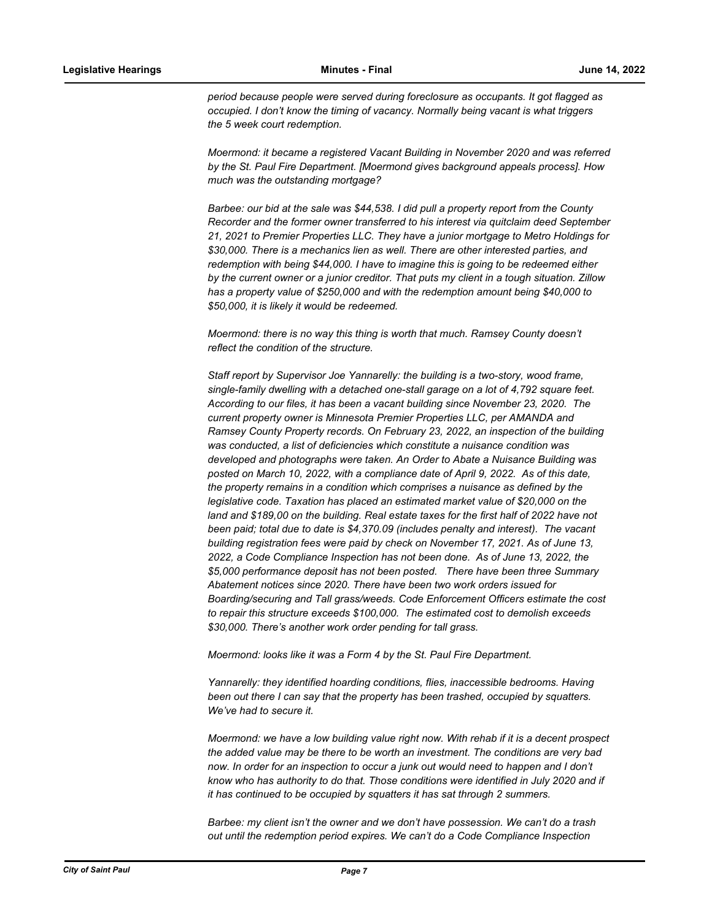*period because people were served during foreclosure as occupants. It got flagged as occupied. I don't know the timing of vacancy. Normally being vacant is what triggers the 5 week court redemption.*

*Moermond: it became a registered Vacant Building in November 2020 and was referred by the St. Paul Fire Department. [Moermond gives background appeals process]. How much was the outstanding mortgage?*

*Barbee: our bid at the sale was $44,538. I did pull a property report from the County Recorder and the former owner transferred to his interest via quitclaim deed September 21, 2021 to Premier Properties LLC. They have a junior mortgage to Metro Holdings for $30,000. There is a mechanics lien as well. There are other interested parties, and redemption with being $44,000. I have to imagine this is going to be redeemed either by the current owner or a junior creditor. That puts my client in a tough situation. Zillow has a property value of $250,000 and with the redemption amount being $40,000 to $50,000, it is likely it would be redeemed.*

*Moermond: there is no way this thing is worth that much. Ramsey County doesn't reflect the condition of the structure.*

*Staff report by Supervisor Joe Yannarelly: the building is a two-story, wood frame, single-family dwelling with a detached one-stall garage on a lot of 4,792 square feet. According to our files, it has been a vacant building since November 23, 2020. The current property owner is Minnesota Premier Properties LLC, per AMANDA and Ramsey County Property records. On February 23, 2022, an inspection of the building was conducted, a list of deficiencies which constitute a nuisance condition was developed and photographs were taken. An Order to Abate a Nuisance Building was posted on March 10, 2022, with a compliance date of April 9, 2022. As of this date, the property remains in a condition which comprises a nuisance as defined by the legislative code. Taxation has placed an estimated market value of $20,000 on the land and $189,00 on the building. Real estate taxes for the first half of 2022 have not been paid; total due to date is $4,370.09 (includes penalty and interest). The vacant building registration fees were paid by check on November 17, 2021. As of June 13, 2022, a Code Compliance Inspection has not been done. As of June 13, 2022, the $5,000 performance deposit has not been posted. There have been three Summary Abatement notices since 2020. There have been two work orders issued for Boarding/securing and Tall grass/weeds. Code Enforcement Officers estimate the cost to repair this structure exceeds $100,000. The estimated cost to demolish exceeds $30,000. There's another work order pending for tall grass.*

*Moermond: looks like it was a Form 4 by the St. Paul Fire Department.*

*Yannarelly: they identified hoarding conditions, flies, inaccessible bedrooms. Having been out there I can say that the property has been trashed, occupied by squatters. We've had to secure it.*

*Moermond: we have a low building value right now. With rehab if it is a decent prospect the added value may be there to be worth an investment. The conditions are very bad now. In order for an inspection to occur a junk out would need to happen and I don't know who has authority to do that. Those conditions were identified in July 2020 and if it has continued to be occupied by squatters it has sat through 2 summers.*

*Barbee: my client isn't the owner and we don't have possession. We can't do a trash out until the redemption period expires. We can't do a Code Compliance Inspection*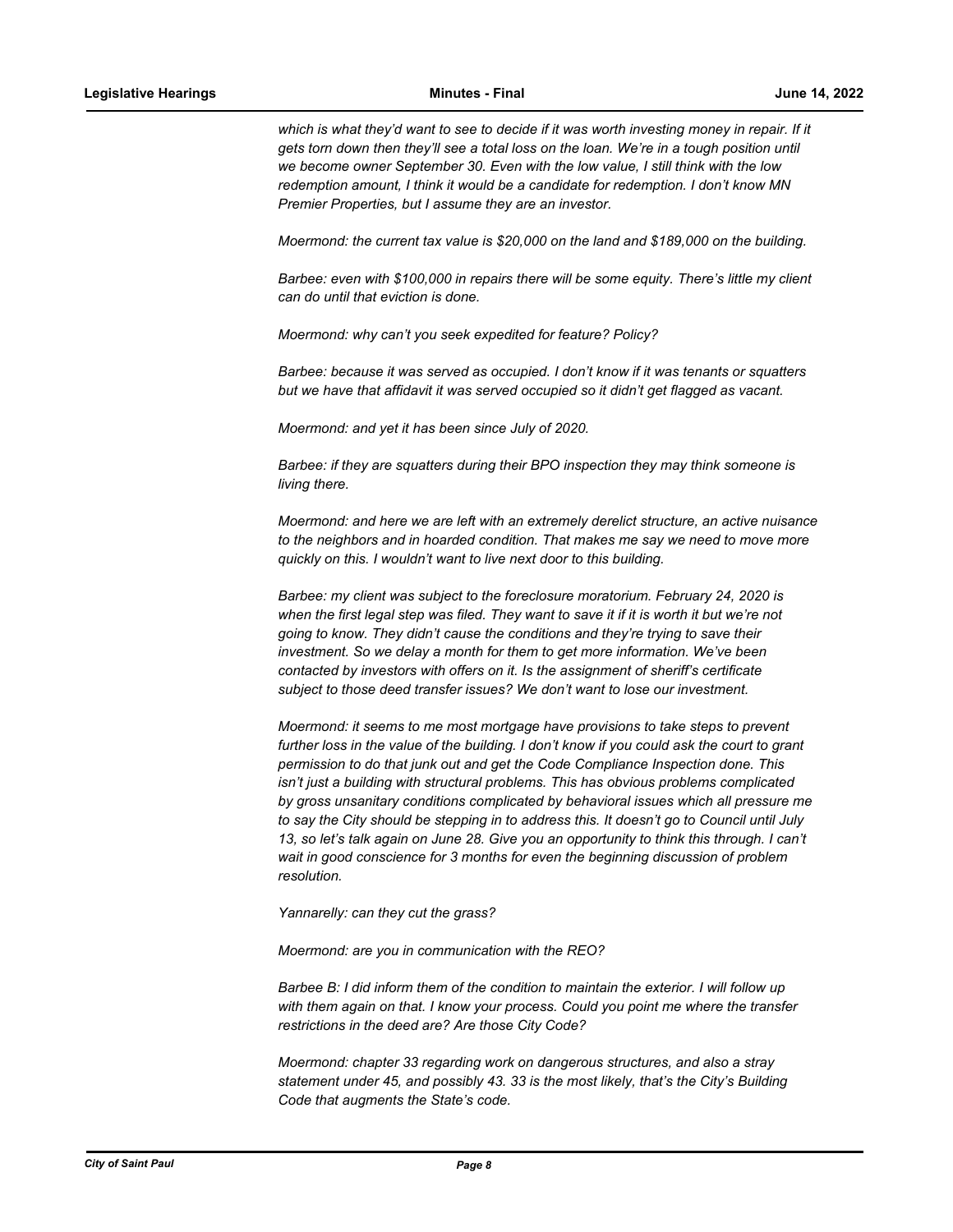*which is what they'd want to see to decide if it was worth investing money in repair. If it gets torn down then they'll see a total loss on the loan. We're in a tough position until we become owner September 30. Even with the low value, I still think with the low redemption amount, I think it would be a candidate for redemption. I don't know MN Premier Properties, but I assume they are an investor.*

*Moermond: the current tax value is $20,000 on the land and $189,000 on the building.*

*Barbee: even with $100,000 in repairs there will be some equity. There's little my client can do until that eviction is done.*

*Moermond: why can't you seek expedited for feature? Policy?*

*Barbee: because it was served as occupied. I don't know if it was tenants or squatters but we have that affidavit it was served occupied so it didn't get flagged as vacant.*

*Moermond: and yet it has been since July of 2020.*

*Barbee: if they are squatters during their BPO inspection they may think someone is living there.*

*Moermond: and here we are left with an extremely derelict structure, an active nuisance to the neighbors and in hoarded condition. That makes me say we need to move more quickly on this. I wouldn't want to live next door to this building.*

*Barbee: my client was subject to the foreclosure moratorium. February 24, 2020 is when the first legal step was filed. They want to save it if it is worth it but we're not going to know. They didn't cause the conditions and they're trying to save their investment. So we delay a month for them to get more information. We've been contacted by investors with offers on it. Is the assignment of sheriff's certificate subject to those deed transfer issues? We don't want to lose our investment.*

*Moermond: it seems to me most mortgage have provisions to take steps to prevent further loss in the value of the building. I don't know if you could ask the court to grant permission to do that junk out and get the Code Compliance Inspection done. This isn't just a building with structural problems. This has obvious problems complicated by gross unsanitary conditions complicated by behavioral issues which all pressure me to say the City should be stepping in to address this. It doesn't go to Council until July 13, so let's talk again on June 28. Give you an opportunity to think this through. I can't wait in good conscience for 3 months for even the beginning discussion of problem resolution.*

*Yannarelly: can they cut the grass?*

*Moermond: are you in communication with the REO?*

*Barbee B: I did inform them of the condition to maintain the exterior. I will follow up with them again on that. I know your process. Could you point me where the transfer restrictions in the deed are? Are those City Code?*

*Moermond: chapter 33 regarding work on dangerous structures, and also a stray statement under 45, and possibly 43. 33 is the most likely, that's the City's Building Code that augments the State's code.*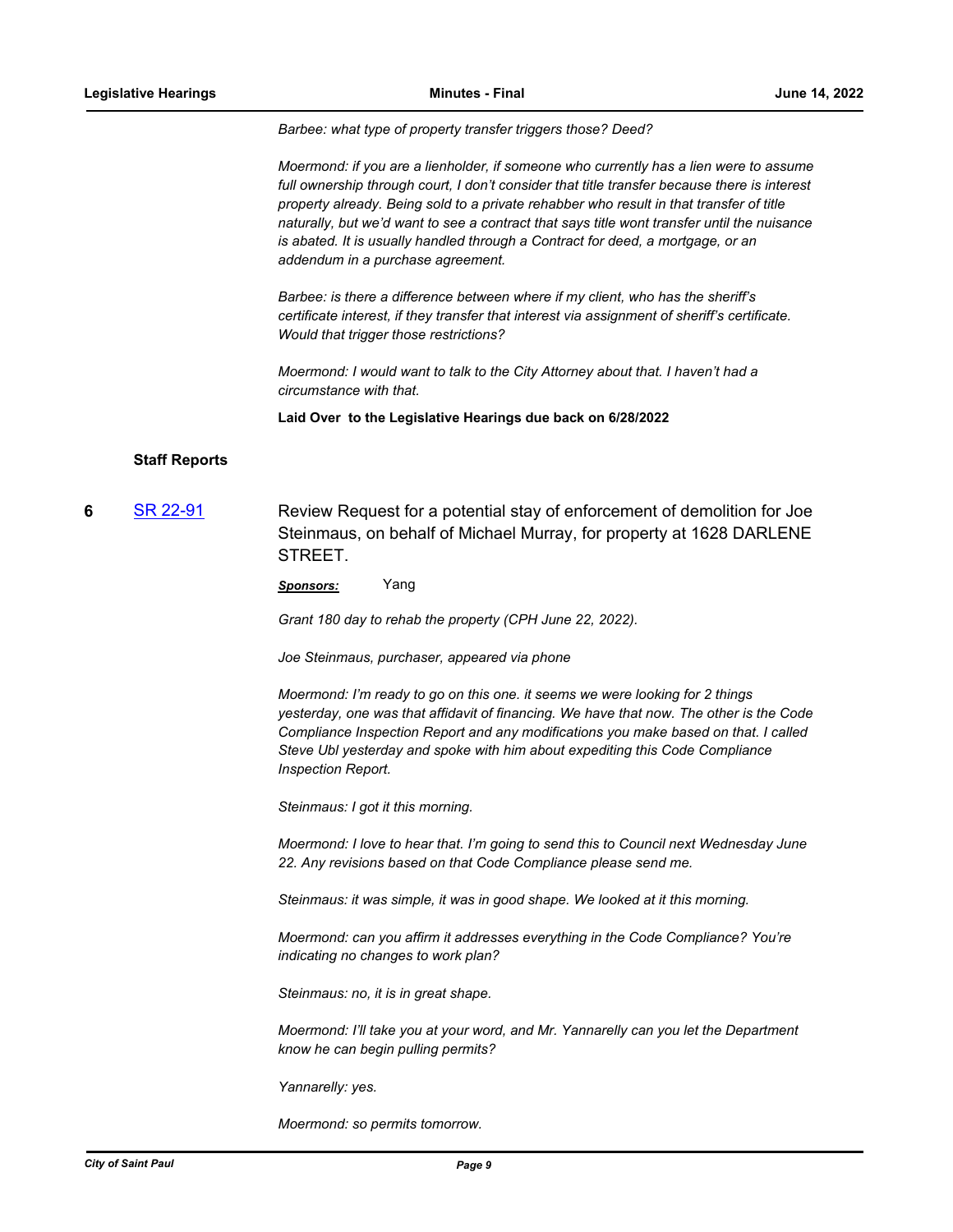*Barbee: what type of property transfer triggers those? Deed?*

*Moermond: if you are a lienholder, if someone who currently has a lien were to assume full ownership through court, I don't consider that title transfer because there is interest property already. Being sold to a private rehabber who result in that transfer of title naturally, but we'd want to see a contract that says title wont transfer until the nuisance is abated. It is usually handled through a Contract for deed, a mortgage, or an addendum in a purchase agreement.*

*Barbee: is there a difference between where if my client, who has the sheriff's certificate interest, if they transfer that interest via assignment of sheriff's certificate. Would that trigger those restrictions?*

*Moermond: I would want to talk to the City Attorney about that. I haven't had a circumstance with that.*

**Laid Over to the Legislative Hearings due back on 6/28/2022**

### Staff Reports

**6** [SR 22-91](SR 22-91) Review Request for a potential stay of enforcement of demolition for Joe Steinmaus, on behalf of Michael Murray, for property at 1628 DARLENE STREET.

***Sponsors:*** Yang

*Grant 180 day to rehab the property (CPH June 22, 2022).*

*Joe Steinmaus, purchaser, appeared via phone*

*Moermond: I'm ready to go on this one. it seems we were looking for 2 things yesterday, one was that affidavit of financing. We have that now. The other is the Code Compliance Inspection Report and any modifications you make based on that. I called Steve Ubl yesterday and spoke with him about expediting this Code Compliance Inspection Report.*

*Steinmaus: I got it this morning.*

*Moermond: I love to hear that. I'm going to send this to Council next Wednesday June 22. Any revisions based on that Code Compliance please send me.*

*Steinmaus: it was simple, it was in good shape. We looked at it this morning.*

*Moermond: can you affirm it addresses everything in the Code Compliance? You're indicating no changes to work plan?*

*Steinmaus: no, it is in great shape.*

*Moermond: I'll take you at your word, and Mr. Yannarelly can you let the Department know he can begin pulling permits?*

*Yannarelly: yes.*

*Moermond: so permits tomorrow.*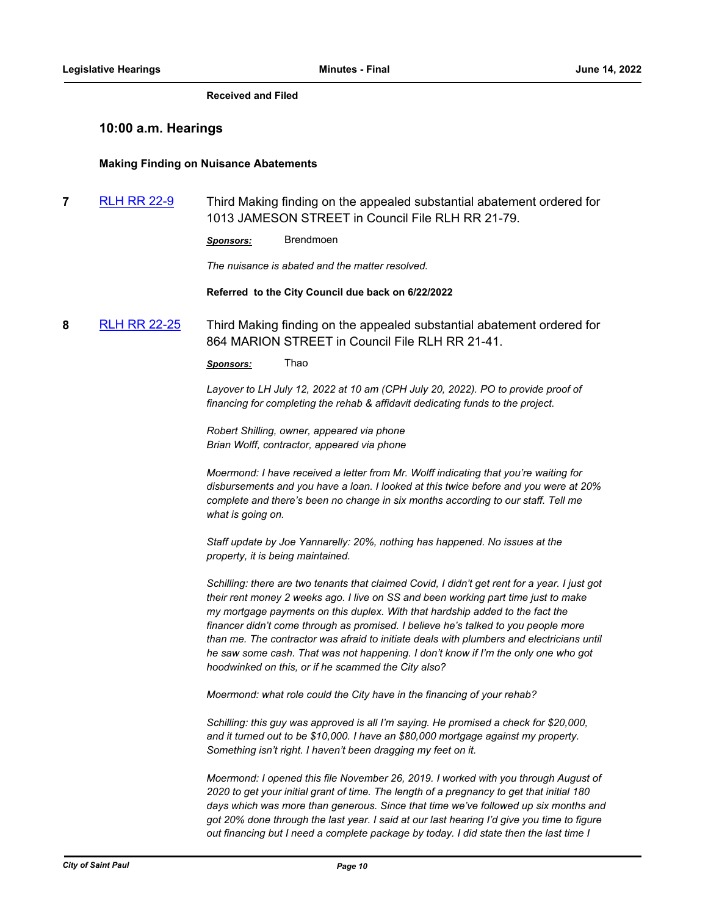**Received and Filed**

## 10:00 a.m. Hearings

### Making Finding on Nuisance Abatements

**7** [RLH RR 22-9](RLH RR 22-9) Third Making finding on the appealed substantial abatement ordered for 1013 JAMESON STREET in Council File RLH RR 21-79.

***Sponsors:*** Brendmoen

*The nuisance is abated and the matter resolved.*

**Referred to the City Council due back on 6/22/2022**

**8** [RLH RR 22-25](RLH RR 22-25) Third Making finding on the appealed substantial abatement ordered for 864 MARION STREET in Council File RLH RR 21-41.

***Sponsors:*** Thao

*Layover to LH July 12, 2022 at 10 am (CPH July 20, 2022). PO to provide proof of financing for completing the rehab & affidavit dedicating funds to the project.*

*Robert Shilling, owner, appeared via phone*
*Brian Wolff, contractor, appeared via phone*

*Moermond: I have received a letter from Mr. Wolff indicating that you're waiting for disbursements and you have a loan. I looked at this twice before and you were at 20% complete and there's been no change in six months according to our staff. Tell me what is going on.*

*Staff update by Joe Yannarelly: 20%, nothing has happened. No issues at the property, it is being maintained.*

*Schilling: there are two tenants that claimed Covid, I didn't get rent for a year. I just got their rent money 2 weeks ago. I live on SS and been working part time just to make my mortgage payments on this duplex. With that hardship added to the fact the financer didn't come through as promised. I believe he's talked to you people more than me. The contractor was afraid to initiate deals with plumbers and electricians until he saw some cash. That was not happening. I don't know if I'm the only one who got hoodwinked on this, or if he scammed the City also?*

*Moermond: what role could the City have in the financing of your rehab?*

*Schilling: this guy was approved is all I'm saying. He promised a check for $20,000, and it turned out to be $10,000. I have an $80,000 mortgage against my property. Something isn't right. I haven't been dragging my feet on it.*

*Moermond: I opened this file November 26, 2019. I worked with you through August of 2020 to get your initial grant of time. The length of a pregnancy to get that initial 180 days which was more than generous. Since that time we've followed up six months and got 20% done through the last year. I said at our last hearing I'd give you time to figure out financing but I need a complete package by today. I did state then the last time I*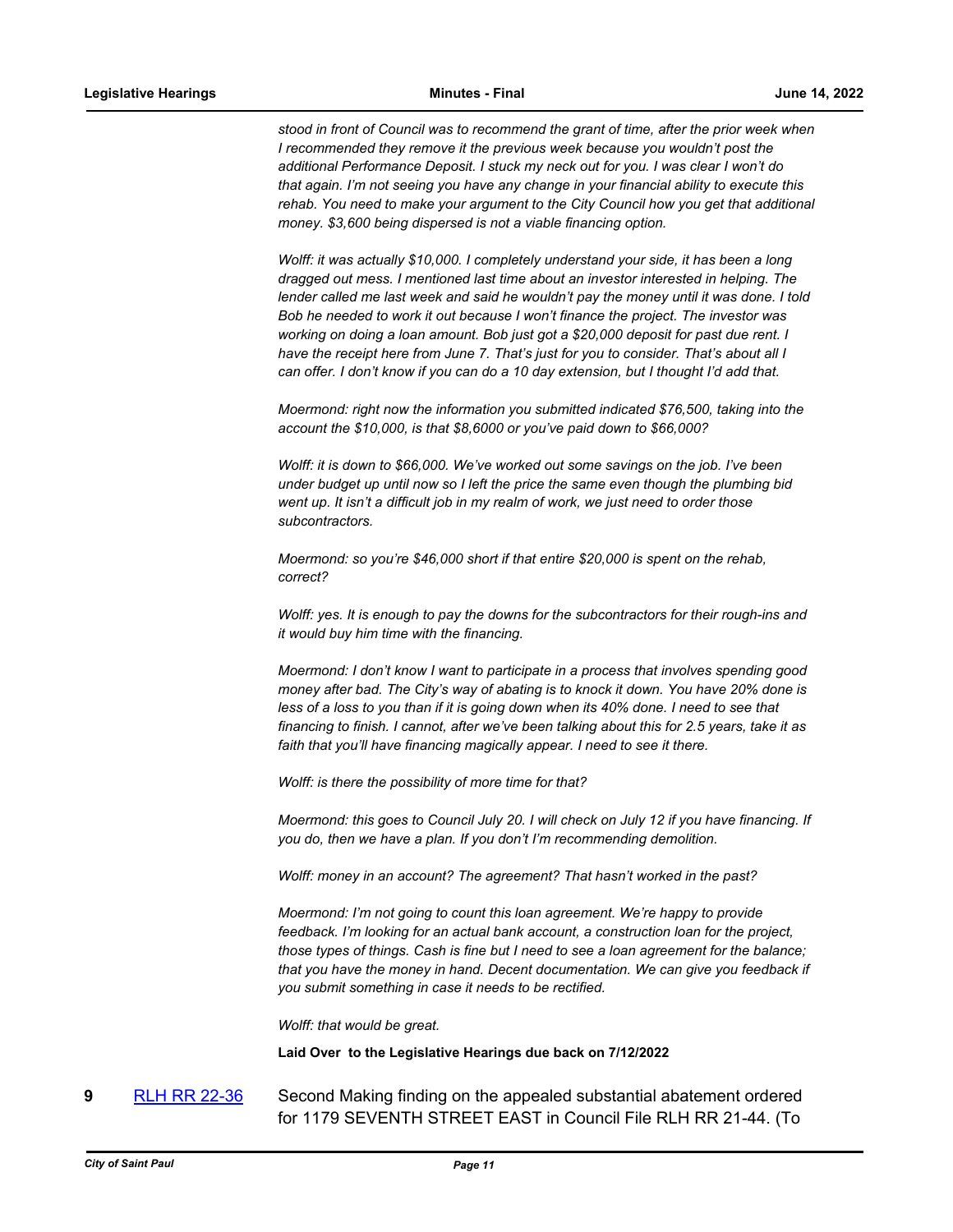*stood in front of Council was to recommend the grant of time, after the prior week when I recommended they remove it the previous week because you wouldn't post the additional Performance Deposit. I stuck my neck out for you. I was clear I won't do that again. I'm not seeing you have any change in your financial ability to execute this rehab. You need to make your argument to the City Council how you get that additional money. $3,600 being dispersed is not a viable financing option.*

*Wolff: it was actually $10,000. I completely understand your side, it has been a long dragged out mess. I mentioned last time about an investor interested in helping. The lender called me last week and said he wouldn't pay the money until it was done. I told Bob he needed to work it out because I won't finance the project. The investor was working on doing a loan amount. Bob just got a $20,000 deposit for past due rent. I have the receipt here from June 7. That's just for you to consider. That's about all I can offer. I don't know if you can do a 10 day extension, but I thought I'd add that.*

*Moermond: right now the information you submitted indicated $76,500, taking into the account the $10,000, is that $8,6000 or you've paid down to $66,000?*

*Wolff: it is down to $66,000. We've worked out some savings on the job. I've been under budget up until now so I left the price the same even though the plumbing bid went up. It isn't a difficult job in my realm of work, we just need to order those subcontractors.*

*Moermond: so you're $46,000 short if that entire $20,000 is spent on the rehab, correct?*

*Wolff: yes. It is enough to pay the downs for the subcontractors for their rough-ins and it would buy him time with the financing.*

*Moermond: I don't know I want to participate in a process that involves spending good money after bad. The City's way of abating is to knock it down. You have 20% done is less of a loss to you than if it is going down when its 40% done. I need to see that financing to finish. I cannot, after we've been talking about this for 2.5 years, take it as faith that you'll have financing magically appear. I need to see it there.*

*Wolff: is there the possibility of more time for that?*

*Moermond: this goes to Council July 20. I will check on July 12 if you have financing. If you do, then we have a plan. If you don't I'm recommending demolition.*

*Wolff: money in an account? The agreement? That hasn't worked in the past?*

*Moermond: I'm not going to count this loan agreement. We're happy to provide feedback. I'm looking for an actual bank account, a construction loan for the project, those types of things. Cash is fine but I need to see a loan agreement for the balance; that you have the money in hand. Decent documentation. We can give you feedback if you submit something in case it needs to be rectified.*

*Wolff: that would be great.*

**Laid Over to the Legislative Hearings due back on 7/12/2022**

**9** [RLH RR 22-36](RLH RR 22-36) Second Making finding on the appealed substantial abatement ordered for 1179 SEVENTH STREET EAST in Council File RLH RR 21-44. (To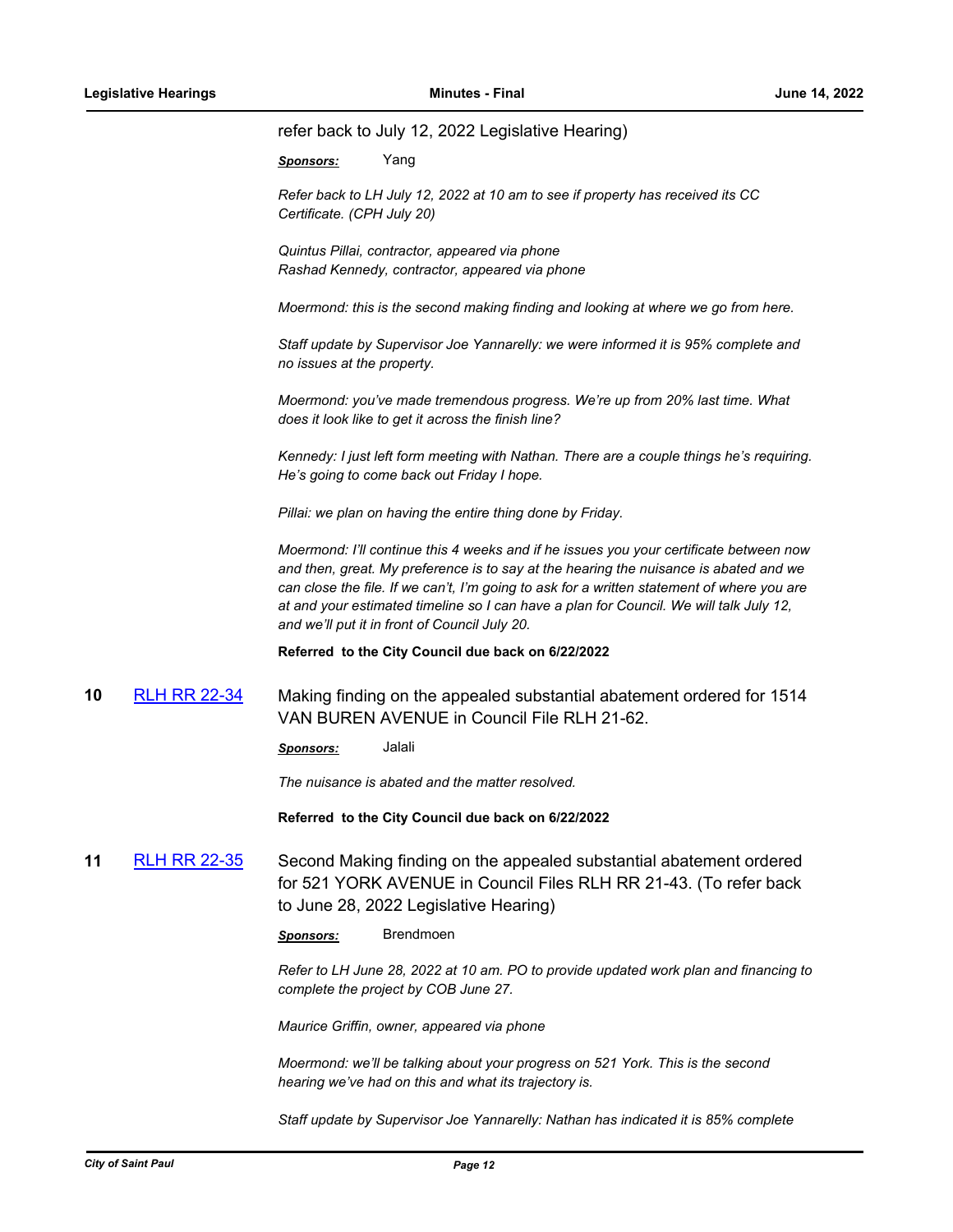refer back to July 12, 2022 Legislative Hearing)

***Sponsors:*** Yang

*Refer back to LH July 12, 2022 at 10 am to see if property has received its CC Certificate. (CPH July 20)*

*Quintus Pillai, contractor, appeared via phone*
*Rashad Kennedy, contractor, appeared via phone*

*Moermond: this is the second making finding and looking at where we go from here.*

*Staff update by Supervisor Joe Yannarelly: we were informed it is 95% complete and no issues at the property.*

*Moermond: you've made tremendous progress. We're up from 20% last time. What does it look like to get it across the finish line?*

*Kennedy: I just left form meeting with Nathan. There are a couple things he's requiring. He's going to come back out Friday I hope.*

*Pillai: we plan on having the entire thing done by Friday.*

*Moermond: I'll continue this 4 weeks and if he issues you your certificate between now and then, great. My preference is to say at the hearing the nuisance is abated and we can close the file. If we can't, I'm going to ask for a written statement of where you are at and your estimated timeline so I can have a plan for Council. We will talk July 12, and we'll put it in front of Council July 20.*

**Referred to the City Council due back on 6/22/2022**

**10** [RLH RR 22-34] Making finding on the appealed substantial abatement ordered for 1514 VAN BUREN AVENUE in Council File RLH 21-62.

***Sponsors:*** Jalali

*The nuisance is abated and the matter resolved.*

**Referred to the City Council due back on 6/22/2022**

**11** [RLH RR 22-35] Second Making finding on the appealed substantial abatement ordered for 521 YORK AVENUE in Council Files RLH RR 21-43. (To refer back to June 28, 2022 Legislative Hearing)

***Sponsors:*** Brendmoen

*Refer to LH June 28, 2022 at 10 am. PO to provide updated work plan and financing to complete the project by COB June 27.*

*Maurice Griffin, owner, appeared via phone*

*Moermond: we'll be talking about your progress on 521 York. This is the second hearing we've had on this and what its trajectory is.*

*Staff update by Supervisor Joe Yannarelly: Nathan has indicated it is 85% complete*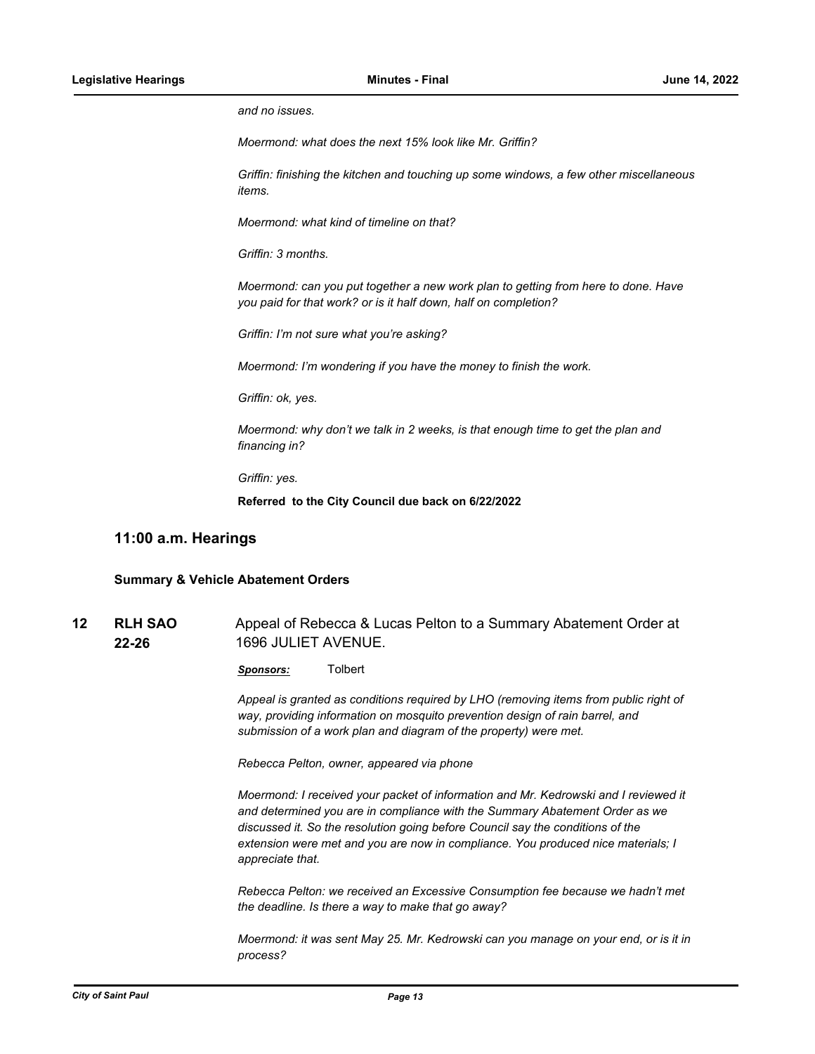*and no issues.*

*Moermond: what does the next 15% look like Mr. Griffin?*

*Griffin: finishing the kitchen and touching up some windows, a few other miscellaneous items.*

*Moermond: what kind of timeline on that?*

*Griffin: 3 months.*

*Moermond: can you put together a new work plan to getting from here to done. Have you paid for that work? or is it half down, half on completion?*

*Griffin: I'm not sure what you're asking?*

*Moermond: I'm wondering if you have the money to finish the work.*

*Griffin: ok, yes.*

*Moermond: why don't we talk in 2 weeks, is that enough time to get the plan and financing in?*

*Griffin: yes.*

**Referred to the City Council due back on 6/22/2022**

## 11:00 a.m. Hearings

### Summary & Vehicle Abatement Orders

**12** **RLH SAO 22-26** Appeal of Rebecca & Lucas Pelton to a Summary Abatement Order at 1696 JULIET AVENUE.

***Sponsors:*** Tolbert

*Appeal is granted as conditions required by LHO (removing items from public right of way, providing information on mosquito prevention design of rain barrel, and submission of a work plan and diagram of the property) were met.*

*Rebecca Pelton, owner, appeared via phone*

*Moermond: I received your packet of information and Mr. Kedrowski and I reviewed it and determined you are in compliance with the Summary Abatement Order as we discussed it. So the resolution going before Council say the conditions of the extension were met and you are now in compliance. You produced nice materials; I appreciate that.*

*Rebecca Pelton: we received an Excessive Consumption fee because we hadn't met the deadline. Is there a way to make that go away?*

*Moermond: it was sent May 25. Mr. Kedrowski can you manage on your end, or is it in process?*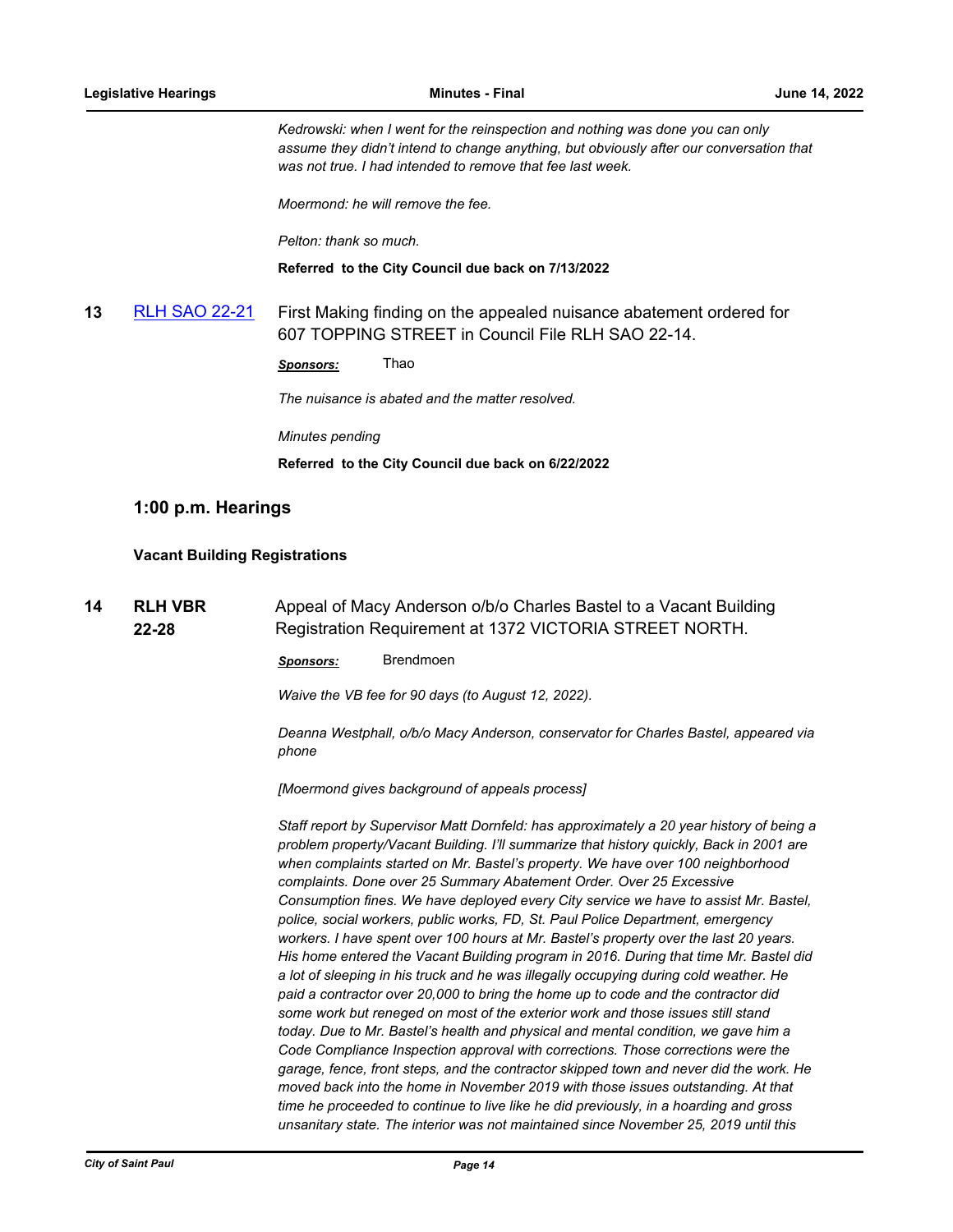*Kedrowski: when I went for the reinspection and nothing was done you can only assume they didn't intend to change anything, but obviously after our conversation that was not true. I had intended to remove that fee last week.*

*Moermond: he will remove the fee.*

*Pelton: thank so much.*

**Referred to the City Council due back on 7/13/2022**

**13** [RLH SAO 22-21](RLH SAO 22-21) First Making finding on the appealed nuisance abatement ordered for 607 TOPPING STREET in Council File RLH SAO 22-14.

***Sponsors:*** Thao

*The nuisance is abated and the matter resolved.*

*Minutes pending*

**Referred to the City Council due back on 6/22/2022**

## 1:00 p.m. Hearings

### Vacant Building Registrations

**14** **RLH VBR 22-28** Appeal of Macy Anderson o/b/o Charles Bastel to a Vacant Building Registration Requirement at 1372 VICTORIA STREET NORTH.

***Sponsors:*** Brendmoen

*Waive the VB fee for 90 days (to August 12, 2022).*

*Deanna Westphall, o/b/o Macy Anderson, conservator for Charles Bastel, appeared via phone*

*[Moermond gives background of appeals process]*

*Staff report by Supervisor Matt Dornfeld: has approximately a 20 year history of being a problem property/Vacant Building. I'll summarize that history quickly, Back in 2001 are when complaints started on Mr. Bastel's property. We have over 100 neighborhood complaints. Done over 25 Summary Abatement Order. Over 25 Excessive Consumption fines. We have deployed every City service we have to assist Mr. Bastel, police, social workers, public works, FD, St. Paul Police Department, emergency workers. I have spent over 100 hours at Mr. Bastel's property over the last 20 years. His home entered the Vacant Building program in 2016. During that time Mr. Bastel did a lot of sleeping in his truck and he was illegally occupying during cold weather. He paid a contractor over 20,000 to bring the home up to code and the contractor did some work but reneged on most of the exterior work and those issues still stand today. Due to Mr. Bastel's health and physical and mental condition, we gave him a Code Compliance Inspection approval with corrections. Those corrections were the garage, fence, front steps, and the contractor skipped town and never did the work. He moved back into the home in November 2019 with those issues outstanding. At that time he proceeded to continue to live like he did previously, in a hoarding and gross unsanitary state. The interior was not maintained since November 25, 2019 until this*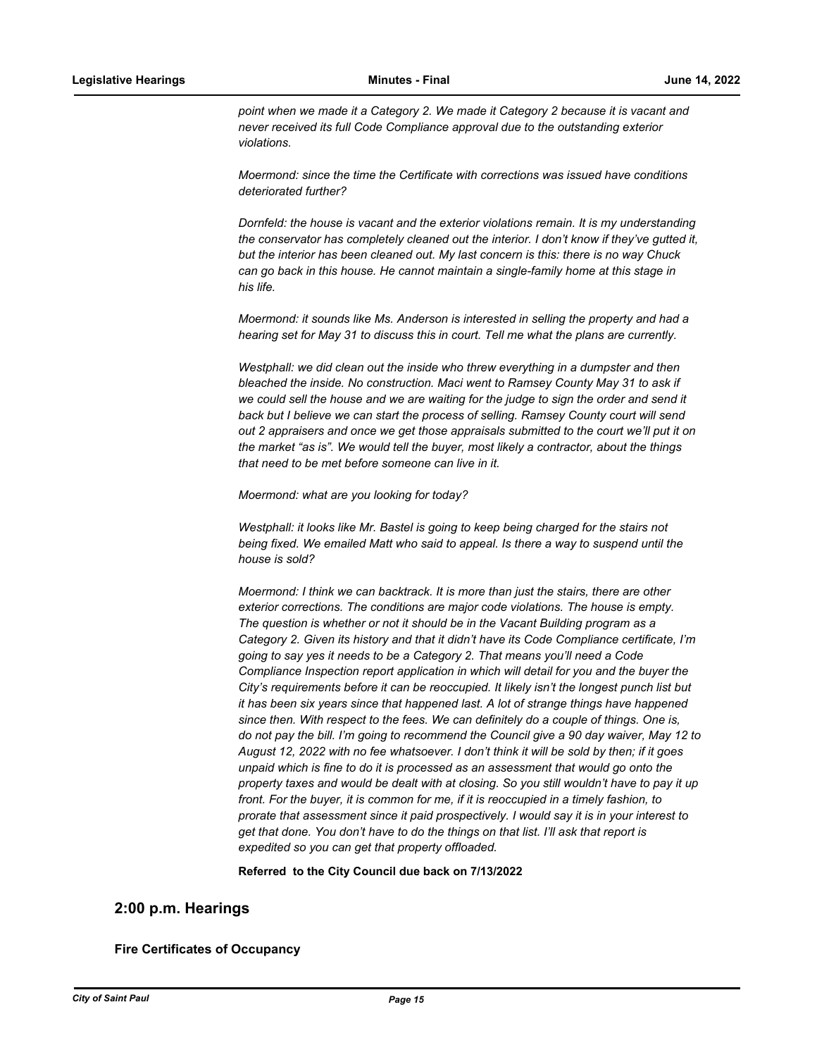*point when we made it a Category 2. We made it Category 2 because it is vacant and never received its full Code Compliance approval due to the outstanding exterior violations.*

*Moermond: since the time the Certificate with corrections was issued have conditions deteriorated further?*

*Dornfeld: the house is vacant and the exterior violations remain. It is my understanding the conservator has completely cleaned out the interior. I don't know if they've gutted it, but the interior has been cleaned out. My last concern is this: there is no way Chuck can go back in this house. He cannot maintain a single-family home at this stage in his life.*

*Moermond: it sounds like Ms. Anderson is interested in selling the property and had a hearing set for May 31 to discuss this in court. Tell me what the plans are currently.*

*Westphall: we did clean out the inside who threw everything in a dumpster and then bleached the inside. No construction. Maci went to Ramsey County May 31 to ask if we could sell the house and we are waiting for the judge to sign the order and send it back but I believe we can start the process of selling. Ramsey County court will send out 2 appraisers and once we get those appraisals submitted to the court we'll put it on the market "as is". We would tell the buyer, most likely a contractor, about the things that need to be met before someone can live in it.*

*Moermond: what are you looking for today?*

*Westphall: it looks like Mr. Bastel is going to keep being charged for the stairs not being fixed. We emailed Matt who said to appeal. Is there a way to suspend until the house is sold?*

*Moermond: I think we can backtrack. It is more than just the stairs, there are other exterior corrections. The conditions are major code violations. The house is empty. The question is whether or not it should be in the Vacant Building program as a Category 2. Given its history and that it didn't have its Code Compliance certificate, I'm going to say yes it needs to be a Category 2. That means you'll need a Code Compliance Inspection report application in which will detail for you and the buyer the City's requirements before it can be reoccupied. It likely isn't the longest punch list but it has been six years since that happened last. A lot of strange things have happened since then. With respect to the fees. We can definitely do a couple of things. One is, do not pay the bill. I'm going to recommend the Council give a 90 day waiver, May 12 to August 12, 2022 with no fee whatsoever. I don't think it will be sold by then; if it goes unpaid which is fine to do it is processed as an assessment that would go onto the property taxes and would be dealt with at closing. So you still wouldn't have to pay it up front. For the buyer, it is common for me, if it is reoccupied in a timely fashion, to prorate that assessment since it paid prospectively. I would say it is in your interest to get that done. You don't have to do the things on that list. I'll ask that report is expedited so you can get that property offloaded.*

**Referred to the City Council due back on 7/13/2022**

## 2:00 p.m. Hearings

### Fire Certificates of Occupancy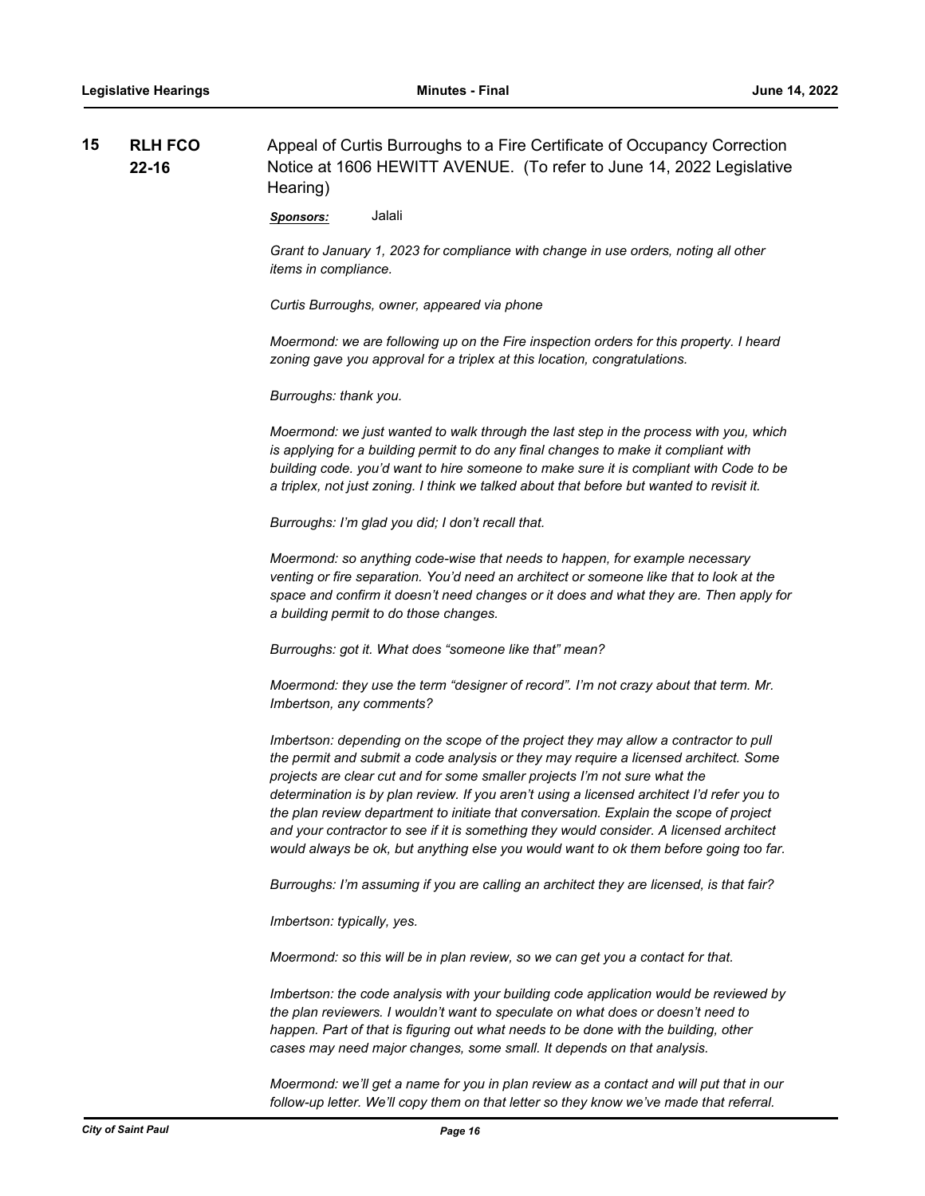**15** **RLH FCO 22-16**

Appeal of Curtis Burroughs to a Fire Certificate of Occupancy Correction Notice at 1606 HEWITT AVENUE. (To refer to June 14, 2022 Legislative Hearing)

***Sponsors:*** Jalali

*Grant to January 1, 2023 for compliance with change in use orders, noting all other items in compliance.*

*Curtis Burroughs, owner, appeared via phone*

*Moermond: we are following up on the Fire inspection orders for this property. I heard zoning gave you approval for a triplex at this location, congratulations.*

*Burroughs: thank you.*

*Moermond: we just wanted to walk through the last step in the process with you, which is applying for a building permit to do any final changes to make it compliant with building code. you'd want to hire someone to make sure it is compliant with Code to be a triplex, not just zoning. I think we talked about that before but wanted to revisit it.*

*Burroughs: I'm glad you did; I don't recall that.*

*Moermond: so anything code-wise that needs to happen, for example necessary venting or fire separation. You'd need an architect or someone like that to look at the space and confirm it doesn't need changes or it does and what they are. Then apply for a building permit to do those changes.*

*Burroughs: got it. What does "someone like that" mean?*

*Moermond: they use the term "designer of record". I'm not crazy about that term. Mr. Imbertson, any comments?*

*Imbertson: depending on the scope of the project they may allow a contractor to pull the permit and submit a code analysis or they may require a licensed architect. Some projects are clear cut and for some smaller projects I'm not sure what the determination is by plan review. If you aren't using a licensed architect I'd refer you to the plan review department to initiate that conversation. Explain the scope of project and your contractor to see if it is something they would consider. A licensed architect would always be ok, but anything else you would want to ok them before going too far.*

*Burroughs: I'm assuming if you are calling an architect they are licensed, is that fair?*

*Imbertson: typically, yes.*

*Moermond: so this will be in plan review, so we can get you a contact for that.*

*Imbertson: the code analysis with your building code application would be reviewed by the plan reviewers. I wouldn't want to speculate on what does or doesn't need to happen. Part of that is figuring out what needs to be done with the building, other cases may need major changes, some small. It depends on that analysis.*

*Moermond: we'll get a name for you in plan review as a contact and will put that in our follow-up letter. We'll copy them on that letter so they know we've made that referral.*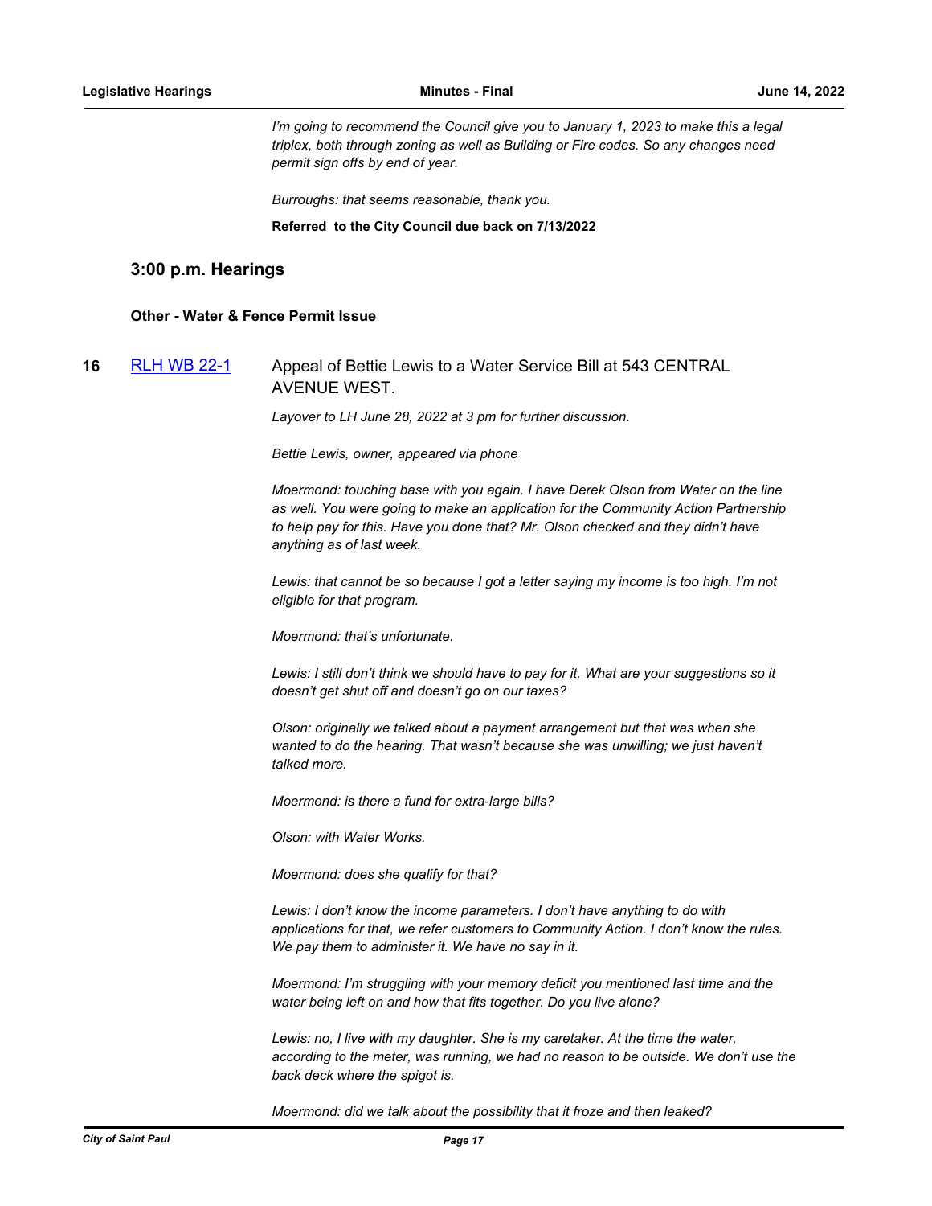*I'm going to recommend the Council give you to January 1, 2023 to make this a legal triplex, both through zoning as well as Building or Fire codes. So any changes need permit sign offs by end of year.*

*Burroughs: that seems reasonable, thank you.*

**Referred to the City Council due back on 7/13/2022**

## 3:00 p.m. Hearings

### Other - Water & Fence Permit Issue

**16** [RLH WB 22-1](RLH WB 22-1) Appeal of Bettie Lewis to a Water Service Bill at 543 CENTRAL AVENUE WEST.

*Layover to LH June 28, 2022 at 3 pm for further discussion.*

*Bettie Lewis, owner, appeared via phone*

*Moermond: touching base with you again. I have Derek Olson from Water on the line as well. You were going to make an application for the Community Action Partnership to help pay for this. Have you done that? Mr. Olson checked and they didn't have anything as of last week.*

*Lewis: that cannot be so because I got a letter saying my income is too high. I'm not eligible for that program.*

*Moermond: that's unfortunate.*

*Lewis: I still don't think we should have to pay for it. What are your suggestions so it doesn't get shut off and doesn't go on our taxes?*

*Olson: originally we talked about a payment arrangement but that was when she wanted to do the hearing. That wasn't because she was unwilling; we just haven't talked more.*

*Moermond: is there a fund for extra-large bills?*

*Olson: with Water Works.*

*Moermond: does she qualify for that?*

*Lewis: I don't know the income parameters. I don't have anything to do with applications for that, we refer customers to Community Action. I don't know the rules. We pay them to administer it. We have no say in it.*

*Moermond: I'm struggling with your memory deficit you mentioned last time and the water being left on and how that fits together. Do you live alone?*

*Lewis: no, I live with my daughter. She is my caretaker. At the time the water, according to the meter, was running, we had no reason to be outside. We don't use the back deck where the spigot is.*

*Moermond: did we talk about the possibility that it froze and then leaked?*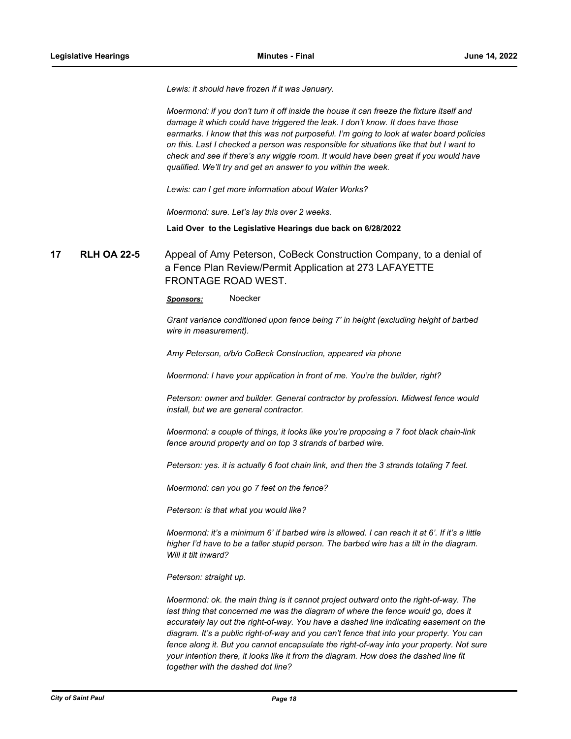*Lewis: it should have frozen if it was January.*

*Moermond: if you don't turn it off inside the house it can freeze the fixture itself and damage it which could have triggered the leak. I don't know. It does have those earmarks. I know that this was not purposeful. I'm going to look at water board policies on this. Last I checked a person was responsible for situations like that but I want to check and see if there's any wiggle room. It would have been great if you would have qualified. We'll try and get an answer to you within the week.*

*Lewis: can I get more information about Water Works?*

*Moermond: sure. Let's lay this over 2 weeks.*

**Laid Over to the Legislative Hearings due back on 6/28/2022**

## 17 RLH OA 22-5

Appeal of Amy Peterson, CoBeck Construction Company, to a denial of a Fence Plan Review/Permit Application at 273 LAFAYETTE FRONTAGE ROAD WEST.

***Sponsors:*** Noecker

*Grant variance conditioned upon fence being 7' in height (excluding height of barbed wire in measurement).*

*Amy Peterson, o/b/o CoBeck Construction, appeared via phone*

*Moermond: I have your application in front of me. You're the builder, right?*

*Peterson: owner and builder. General contractor by profession. Midwest fence would install, but we are general contractor.*

*Moermond: a couple of things, it looks like you're proposing a 7 foot black chain-link fence around property and on top 3 strands of barbed wire.*

*Peterson: yes. it is actually 6 foot chain link, and then the 3 strands totaling 7 feet.*

*Moermond: can you go 7 feet on the fence?*

*Peterson: is that what you would like?*

*Moermond: it's a minimum 6' if barbed wire is allowed. I can reach it at 6'. If it's a little higher I'd have to be a taller stupid person. The barbed wire has a tilt in the diagram. Will it tilt inward?*

*Peterson: straight up.*

*Moermond: ok. the main thing is it cannot project outward onto the right-of-way. The last thing that concerned me was the diagram of where the fence would go, does it accurately lay out the right-of-way. You have a dashed line indicating easement on the diagram. It's a public right-of-way and you can't fence that into your property. You can fence along it. But you cannot encapsulate the right-of-way into your property. Not sure your intention there, it looks like it from the diagram. How does the dashed line fit together with the dashed dot line?*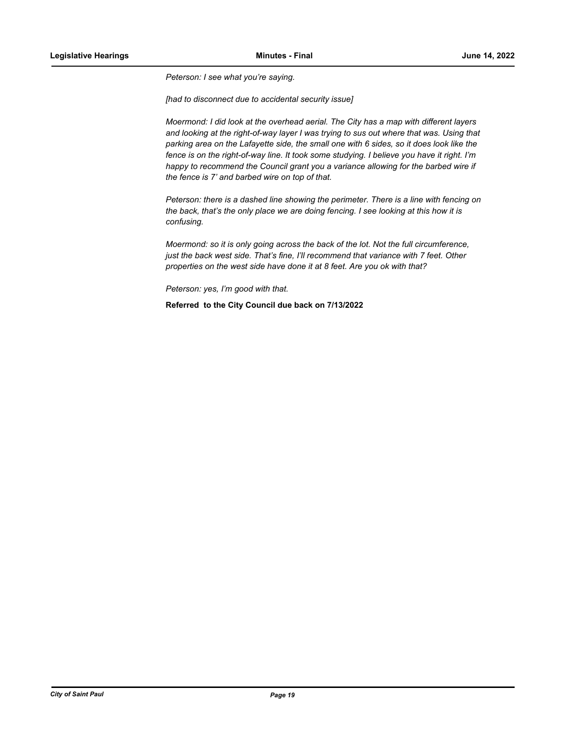*Peterson: I see what you’re saying.*

*[had to disconnect due to accidental security issue]*

*Moermond: I did look at the overhead aerial. The City has a map with different layers and looking at the right-of-way layer I was trying to sus out where that was. Using that parking area on the Lafayette side, the small one with 6 sides, so it does look like the fence is on the right-of-way line. It took some studying. I believe you have it right. I’m happy to recommend the Council grant you a variance allowing for the barbed wire if the fence is 7’ and barbed wire on top of that.*

*Peterson: there is a dashed line showing the perimeter. There is a line with fencing on the back, that’s the only place we are doing fencing. I see looking at this how it is confusing.*

*Moermond: so it is only going across the back of the lot. Not the full circumference, just the back west side. That’s fine, I’ll recommend that variance with 7 feet. Other properties on the west side have done it at 8 feet. Are you ok with that?*

*Peterson: yes, I’m good with that.*

**Referred to the City Council due back on 7/13/2022**